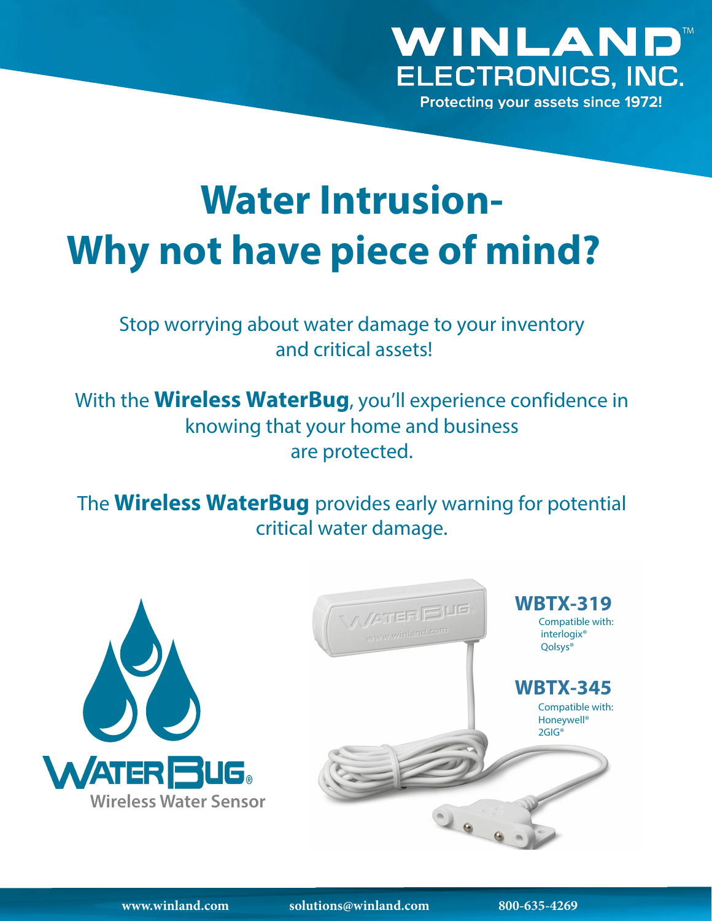WINLAND™
ELECTRONICS, INC.
Protecting your assets since 1972!

# Water Intrusion-
# Why not have piece of mind?

Stop worrying about water damage to your inventory and critical assets!

With the **Wireless WaterBug**, you'll experience confidence in knowing that your home and business are protected.

The **Wireless WaterBug** provides early warning for potential critical water damage.

WATERBUG®
Wireless Water Sensor

## WBTX-319
Compatible with:
interlogix®
Qolsys®

## WBTX-345
Compatible with:
Honeywell®
2GIG®

www.winland.com solutions@winland.com 800-635-4269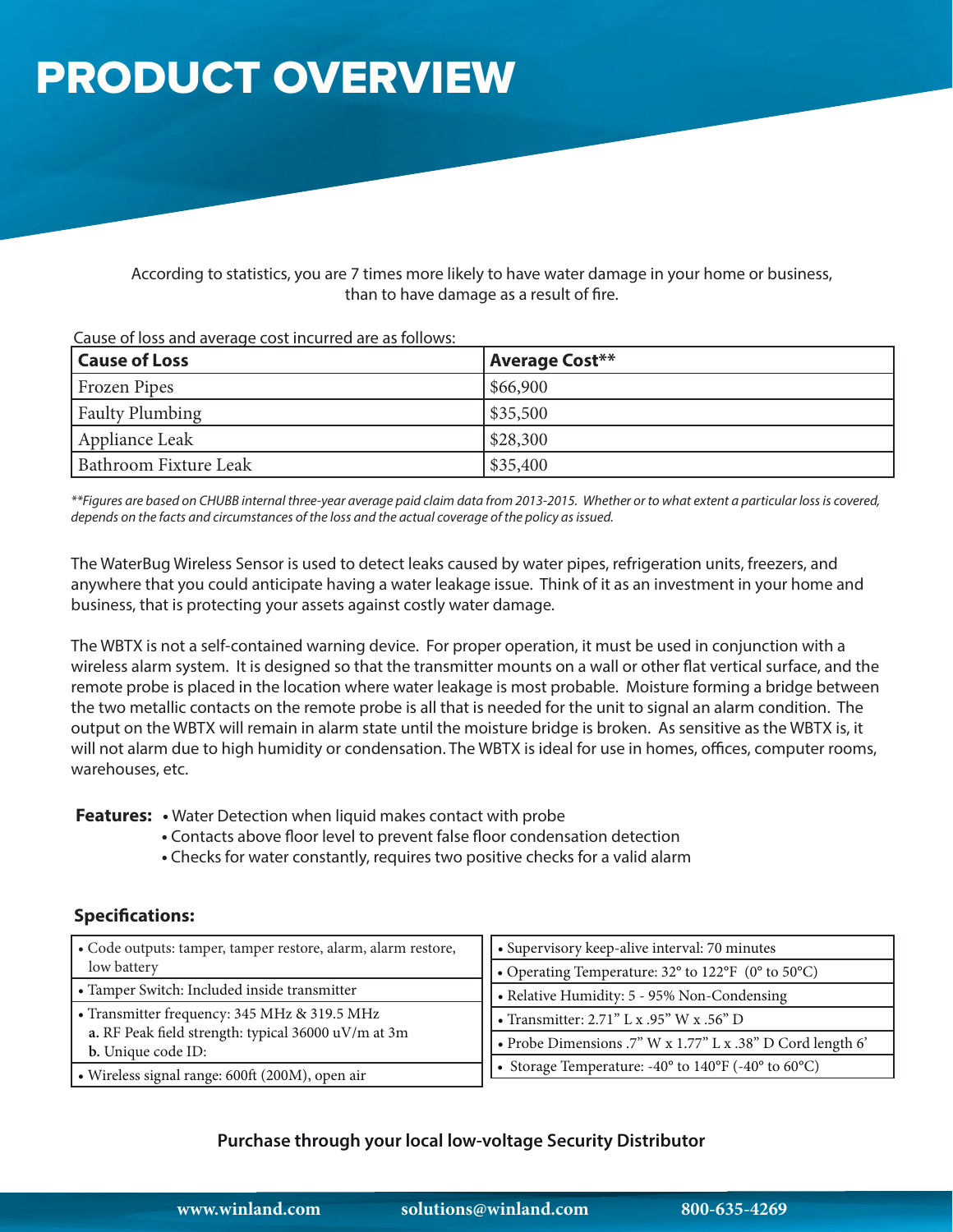# PRODUCT OVERVIEW

According to statistics, you are 7 times more likely to have water damage in your home or business, than to have damage as a result of fire.

Cause of loss and average cost incurred are as follows:

| Cause of Loss | Average Cost** |
|---|---|
| Frozen Pipes | $66,900 |
| Faulty Plumbing | $35,500 |
| Appliance Leak | $28,300 |
| Bathroom Fixture Leak | $35,400 |

*\*\*Figures are based on CHUBB internal three-year average paid claim data from 2013-2015. Whether or to what extent a particular loss is covered, depends on the facts and circumstances of the loss and the actual coverage of the policy as issued.*

The WaterBug Wireless Sensor is used to detect leaks caused by water pipes, refrigeration units, freezers, and anywhere that you could anticipate having a water leakage issue. Think of it as an investment in your home and business, that is protecting your assets against costly water damage.

The WBTX is not a self-contained warning device. For proper operation, it must be used in conjunction with a wireless alarm system. It is designed so that the transmitter mounts on a wall or other flat vertical surface, and the remote probe is placed in the location where water leakage is most probable. Moisture forming a bridge between the two metallic contacts on the remote probe is all that is needed for the unit to signal an alarm condition. The output on the WBTX will remain in alarm state until the moisture bridge is broken. As sensitive as the WBTX is, it will not alarm due to high humidity or condensation. The WBTX is ideal for use in homes, offices, computer rooms, warehouses, etc.

**Features:**
- Water Detection when liquid makes contact with probe
- Contacts above floor level to prevent false floor condensation detection
- Checks for water constantly, requires two positive checks for a valid alarm

### Specifications:

| | |
|---|---|
| • Code outputs: tamper, tamper restore, alarm, alarm restore, low battery | • Supervisory keep-alive interval: 70 minutes |
| • Tamper Switch: Included inside transmitter | • Operating Temperature: 32° to 122°F (0° to 50°C) |
| • Transmitter frequency: 345 MHz & 319.5 MHz<br>**a.** RF Peak field strength: typical 36000 uV/m at 3m<br>**b.** Unique code ID: | • Relative Humidity: 5 - 95% Non-Condensing |
| • Wireless signal range: 600ft (200M), open air | • Transmitter: 2.71" L x .95" W x .56" D |
| | • Probe Dimensions .7" W x 1.77" L x .38" D Cord length 6' |
| | • Storage Temperature: -40° to 140°F (-40° to 60°C) |

**Purchase through your local low-voltage Security Distributor**

www.winland.com solutions@winland.com 800-635-4269